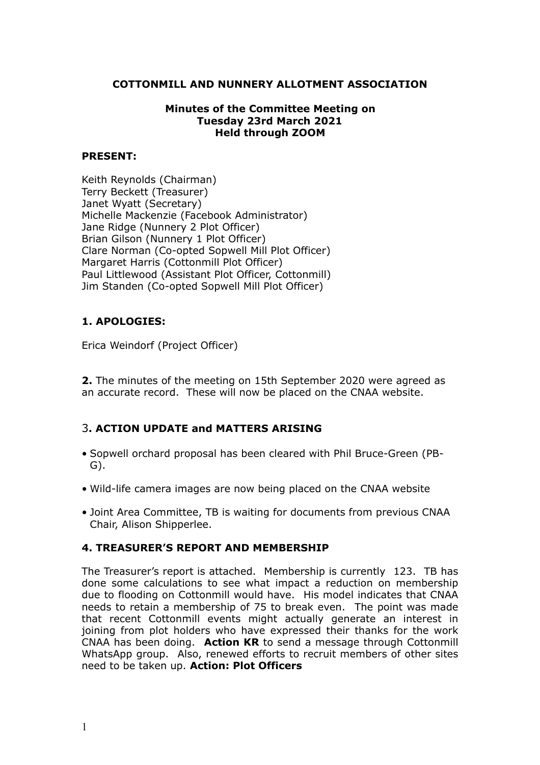# COTTONMILL AND NUNNERY ALLOTMENT ASSOCIATION

**Minutes of the Committee Meeting on**
**Tuesday 23rd March 2021**
**Held through ZOOM**

**PRESENT:**

Keith Reynolds (Chairman)
Terry Beckett (Treasurer)
Janet Wyatt (Secretary)
Michelle Mackenzie (Facebook Administrator)
Jane Ridge (Nunnery 2 Plot Officer)
Brian Gilson (Nunnery 1 Plot Officer)
Clare Norman (Co-opted Sopwell Mill Plot Officer)
Margaret Harris (Cottonmill Plot Officer)
Paul Littlewood (Assistant Plot Officer, Cottonmill)
Jim Standen (Co-opted Sopwell Mill Plot Officer)

## 1. APOLOGIES:

Erica Weindorf (Project Officer)

**2.** The minutes of the meeting on 15th September 2020 were agreed as an accurate record. These will now be placed on the CNAA website.

## 3. ACTION UPDATE and MATTERS ARISING

- Sopwell orchard proposal has been cleared with Phil Bruce-Green (PB-G).
- Wild-life camera images are now being placed on the CNAA website
- Joint Area Committee, TB is waiting for documents from previous CNAA Chair, Alison Shipperlee.

## 4. TREASURER'S REPORT AND MEMBERSHIP

The Treasurer's report is attached. Membership is currently 123. TB has done some calculations to see what impact a reduction on membership due to flooding on Cottonmill would have. His model indicates that CNAA needs to retain a membership of 75 to break even. The point was made that recent Cottonmill events might actually generate an interest in joining from plot holders who have expressed their thanks for the work CNAA has been doing. **Action KR** to send a message through Cottonmill WhatsApp group. Also, renewed efforts to recruit members of other sites need to be taken up. **Action: Plot Officers**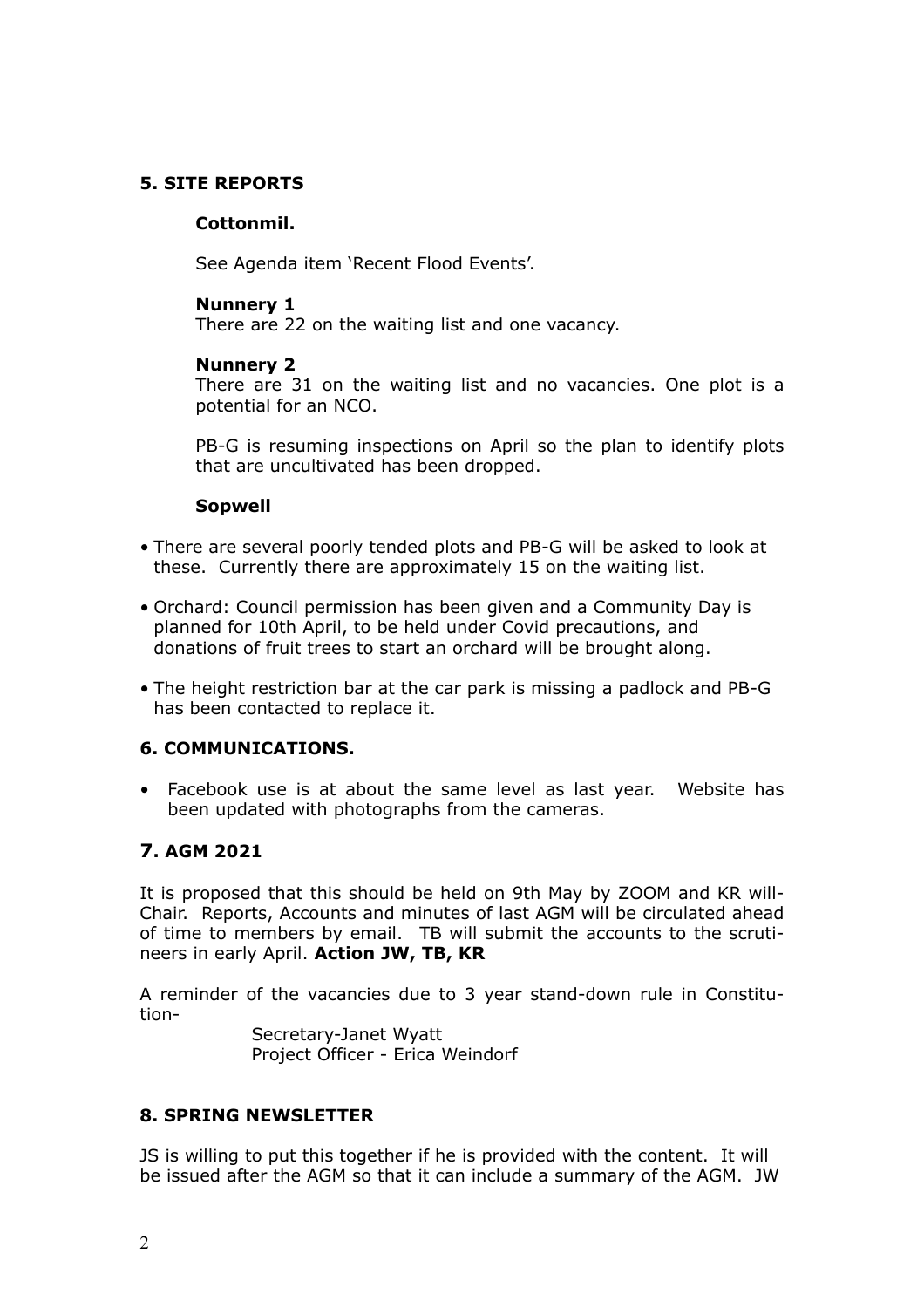**5. SITE REPORTS**

**Cottonmil.**

See Agenda item 'Recent Flood Events'.

**Nunnery 1**

There are 22 on the waiting list and one vacancy.

**Nunnery 2**

There are 31 on the waiting list and no vacancies. One plot is a potential for an NCO.

PB-G is resuming inspections on April so the plan to identify plots that are uncultivated has been dropped.

**Sopwell**

- There are several poorly tended plots and PB-G will be asked to look at these. Currently there are approximately 15 on the waiting list.
- Orchard: Council permission has been given and a Community Day is planned for 10th April, to be held under Covid precautions, and donations of fruit trees to start an orchard will be brought along.
- The height restriction bar at the car park is missing a padlock and PB-G has been contacted to replace it.

**6. COMMUNICATIONS.**

- Facebook use is at about the same level as last year. Website has been updated with photographs from the cameras.

**7. AGM 2021**

It is proposed that this should be held on 9th May by ZOOM and KR will-Chair. Reports, Accounts and minutes of last AGM will be circulated ahead of time to members by email. TB will submit the accounts to the scrutineers in early April. **Action JW, TB, KR**

A reminder of the vacancies due to 3 year stand-down rule in Constitution-

Secretary-Janet Wyatt
Project Officer - Erica Weindorf

**8. SPRING NEWSLETTER**

JS is willing to put this together if he is provided with the content. It will be issued after the AGM so that it can include a summary of the AGM. JW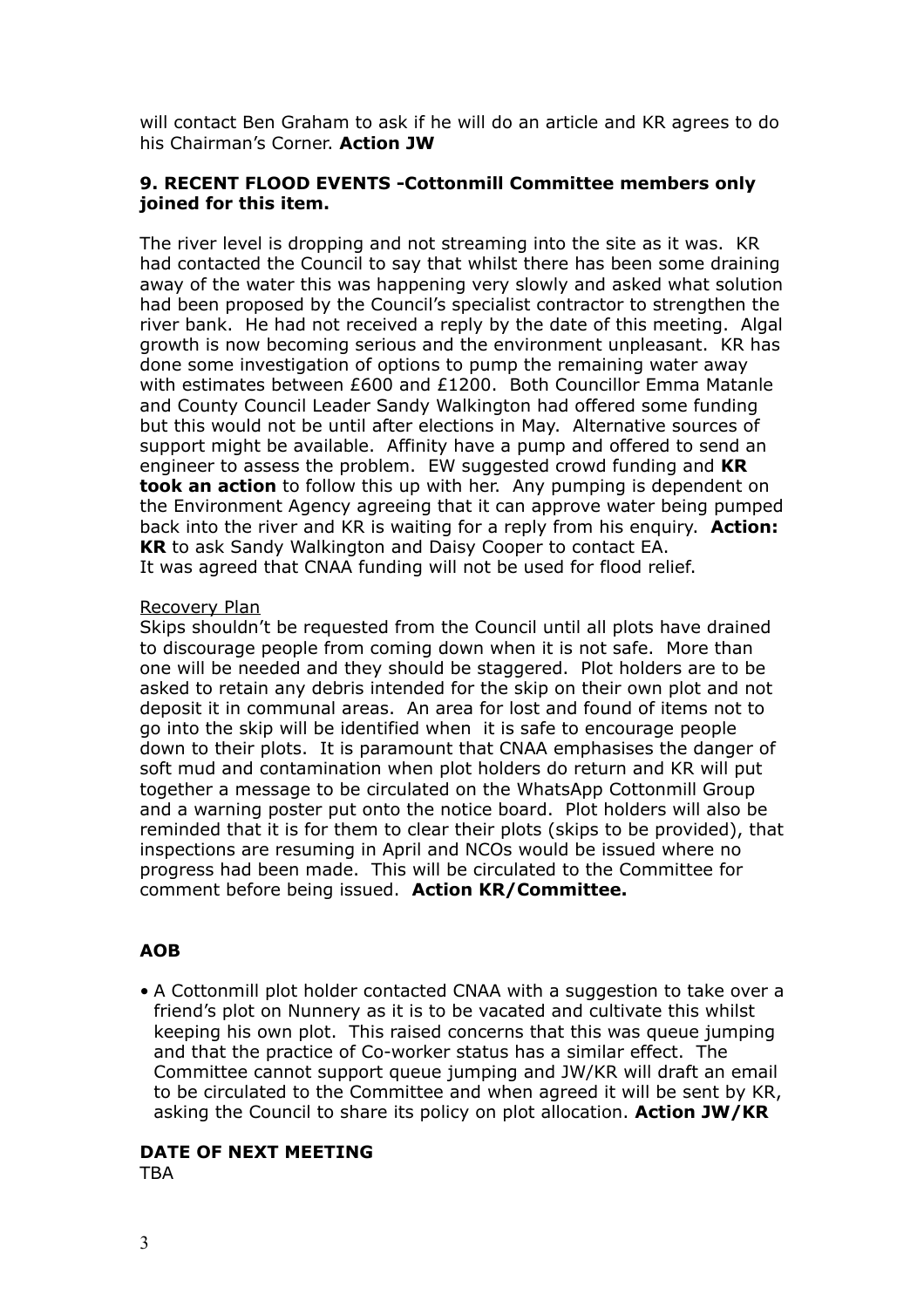will contact Ben Graham to ask if he will do an article and KR agrees to do his Chairman's Corner. **Action JW**

### 9. RECENT FLOOD EVENTS -Cottonmill Committee members only joined for this item.

The river level is dropping and not streaming into the site as it was. KR had contacted the Council to say that whilst there has been some draining away of the water this was happening very slowly and asked what solution had been proposed by the Council's specialist contractor to strengthen the river bank. He had not received a reply by the date of this meeting. Algal growth is now becoming serious and the environment unpleasant. KR has done some investigation of options to pump the remaining water away with estimates between £600 and £1200. Both Councillor Emma Matanle and County Council Leader Sandy Walkington had offered some funding but this would not be until after elections in May. Alternative sources of support might be available. Affinity have a pump and offered to send an engineer to assess the problem. EW suggested crowd funding and **KR took an action** to follow this up with her. Any pumping is dependent on the Environment Agency agreeing that it can approve water being pumped back into the river and KR is waiting for a reply from his enquiry. **Action: KR** to ask Sandy Walkington and Daisy Cooper to contact EA.
It was agreed that CNAA funding will not be used for flood relief.

<u>Recovery Plan</u>
Skips shouldn't be requested from the Council until all plots have drained to discourage people from coming down when it is not safe. More than one will be needed and they should be staggered. Plot holders are to be asked to retain any debris intended for the skip on their own plot and not deposit it in communal areas. An area for lost and found of items not to go into the skip will be identified when it is safe to encourage people down to their plots. It is paramount that CNAA emphasises the danger of soft mud and contamination when plot holders do return and KR will put together a message to be circulated on the WhatsApp Cottonmill Group and a warning poster put onto the notice board. Plot holders will also be reminded that it is for them to clear their plots (skips to be provided), that inspections are resuming in April and NCOs would be issued where no progress had been made. This will be circulated to the Committee for comment before being issued. **Action KR/Committee.**

### AOB

- A Cottonmill plot holder contacted CNAA with a suggestion to take over a friend's plot on Nunnery as it is to be vacated and cultivate this whilst keeping his own plot. This raised concerns that this was queue jumping and that the practice of Co-worker status has a similar effect. The Committee cannot support queue jumping and JW/KR will draft an email to be circulated to the Committee and when agreed it will be sent by KR, asking the Council to share its policy on plot allocation. **Action JW/KR**

### DATE OF NEXT MEETING

TBA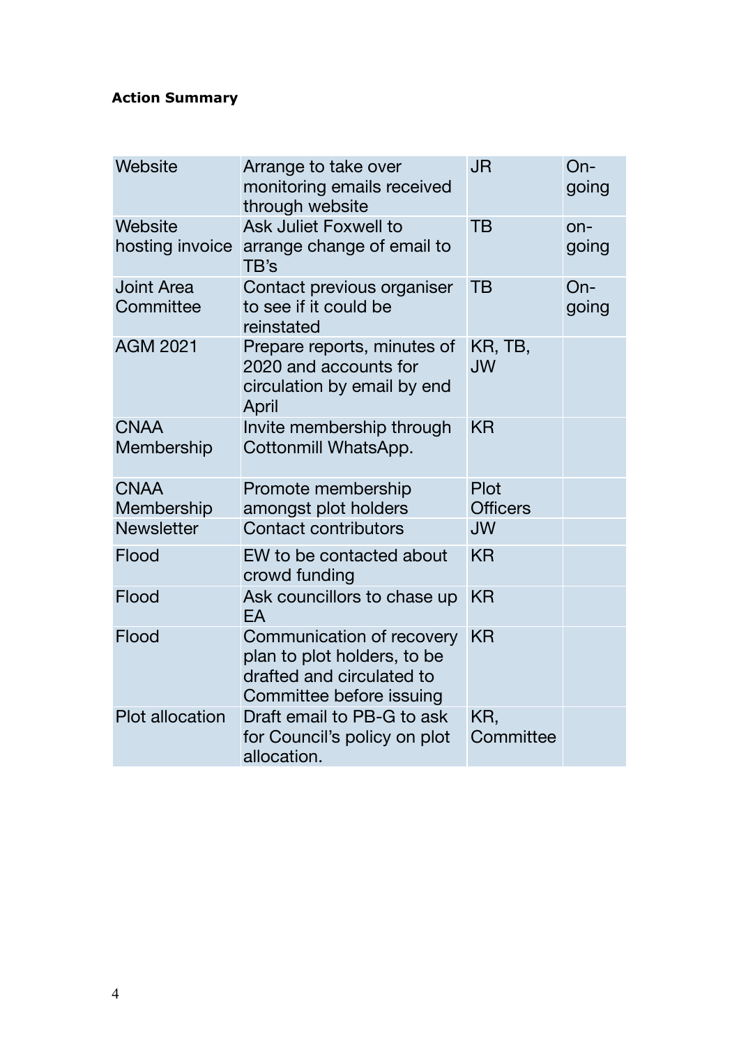**Action Summary**

| | | | |
|---|---|---|---|
| Website | Arrange to take over monitoring emails received through website | JR | On-going |
| Website hosting invoice | Ask Juliet Foxwell to arrange change of email to TB's | TB | on-going |
| Joint Area Committee | Contact previous organiser to see if it could be reinstated | TB | On-going |
| AGM 2021 | Prepare reports, minutes of 2020 and accounts for circulation by email by end April | KR, TB, JW | |
| CNAA Membership | Invite membership through Cottonmill WhatsApp. | KR | |
| CNAA Membership | Promote membership amongst plot holders | Plot Officers | |
| Newsletter | Contact contributors | JW | |
| Flood | EW to be contacted about crowd funding | KR | |
| Flood | Ask councillors to chase up EA | KR | |
| Flood | Communication of recovery plan to plot holders, to be drafted and circulated to Committee before issuing | KR | |
| Plot allocation | Draft email to PB-G to ask for Council's policy on plot allocation. | KR, Committee | |